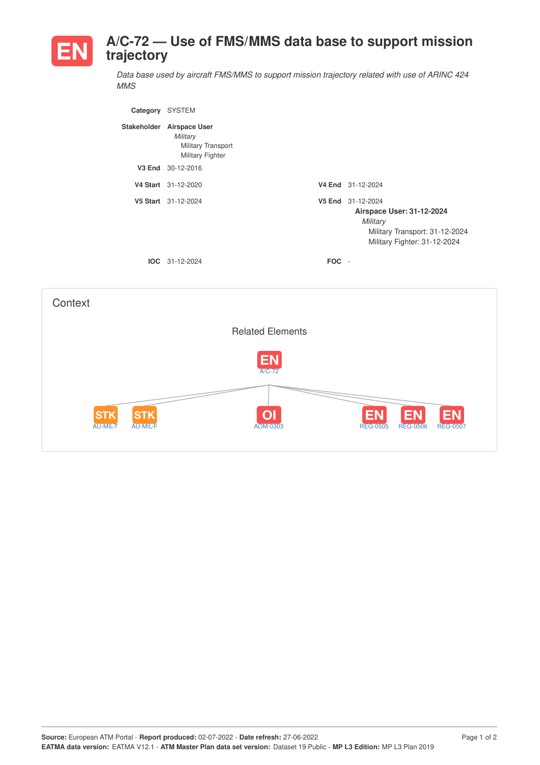# EN A/C-72 — Use of FMS/MMS data base to support mission trajectory

*Data base used by aircraft FMS/MMS to support mission trajectory related with use of ARINC 424 MMS*

**Category** SYSTEM

**Stakeholder** **Airspace User**
*Military*
Military Transport
Military Fighter

**V3 End** 30-12-2016

**V4 Start** 31-12-2020

**V4 End** 31-12-2024

**V5 Start** 31-12-2024

**V5 End** 31-12-2024
**Airspace User: 31-12-2024**
*Military*
Military Transport: 31-12-2024
Military Fighter: 31-12-2024

**IOC** 31-12-2024

**FOC** -

## Context

### Related Elements

EN A/C-72

- STK AU-MIL-T
- STK AU-MIL-F
- OI AOM-0303
- EN REG-0505
- EN REG-0506
- EN REG-0507

**Source:** European ATM Portal - **Report produced:** 02-07-2022 - **Date refresh:** 27-06-2022
**EATMA data version:** EATMA V12.1 - **ATM Master Plan data set version:** Dataset 19 Public - **MP L3 Edition:** MP L3 Plan 2019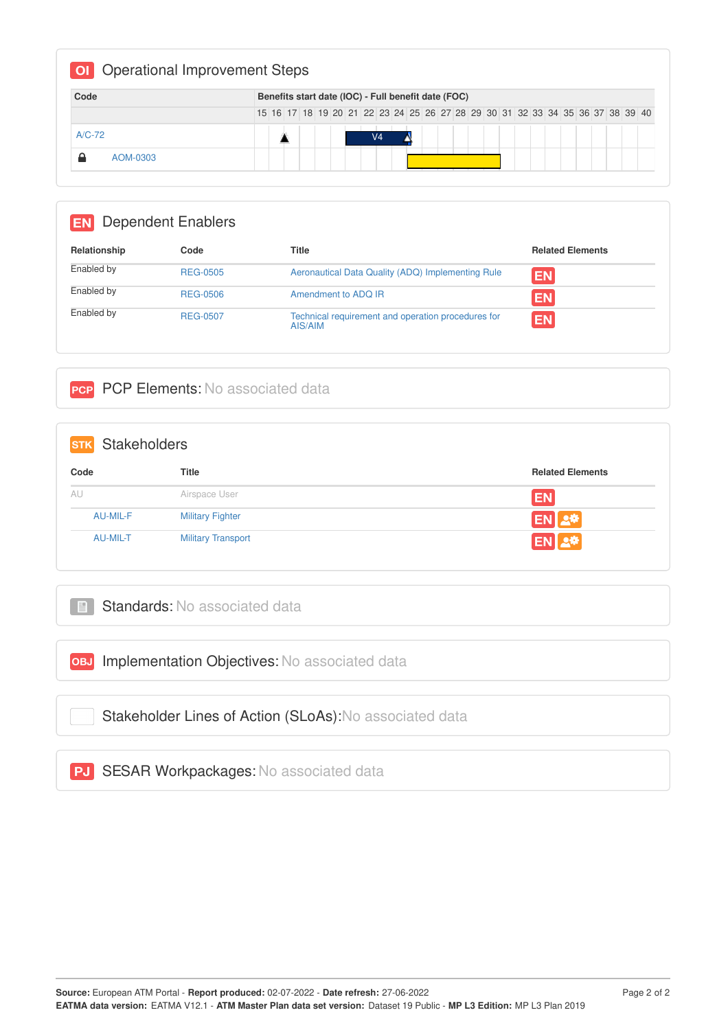## OI Operational Improvement Steps

| Code | Benefits start date (IOC) - Full benefit date (FOC) |
|---|---|
| | 15 16 17 18 19 20 21 22 23 24 25 26 27 28 29 30 31 32 33 34 35 36 37 38 39 40 |
| A/C-72 | V4 |
| AOM-0303 | |

## EN Dependent Enablers

| Relationship | Code | Title | Related Elements |
|---|---|---|---|
| Enabled by | REG-0505 | Aeronautical Data Quality (ADQ) Implementing Rule | EN |
| Enabled by | REG-0506 | Amendment to ADQ IR | EN |
| Enabled by | REG-0507 | Technical requirement and operation procedures for AIS/AIM | EN |

## PCP PCP Elements: No associated data

## STK Stakeholders

| Code | Title | Related Elements |
|---|---|---|
| AU | Airspace User | EN |
| AU-MIL-F | Military Fighter | EN |
| AU-MIL-T | Military Transport | EN |

## Standards: No associated data

## OBJ Implementation Objectives: No associated data

## Stakeholder Lines of Action (SLoAs): No associated data

## PJ SESAR Workpackages: No associated data

**Source:** European ATM Portal - **Report produced:** 02-07-2022 - **Date refresh:** 27-06-2022
**EATMA data version:** EATMA V12.1 - **ATM Master Plan data set version:** Dataset 19 Public - **MP L3 Edition:** MP L3 Plan 2019